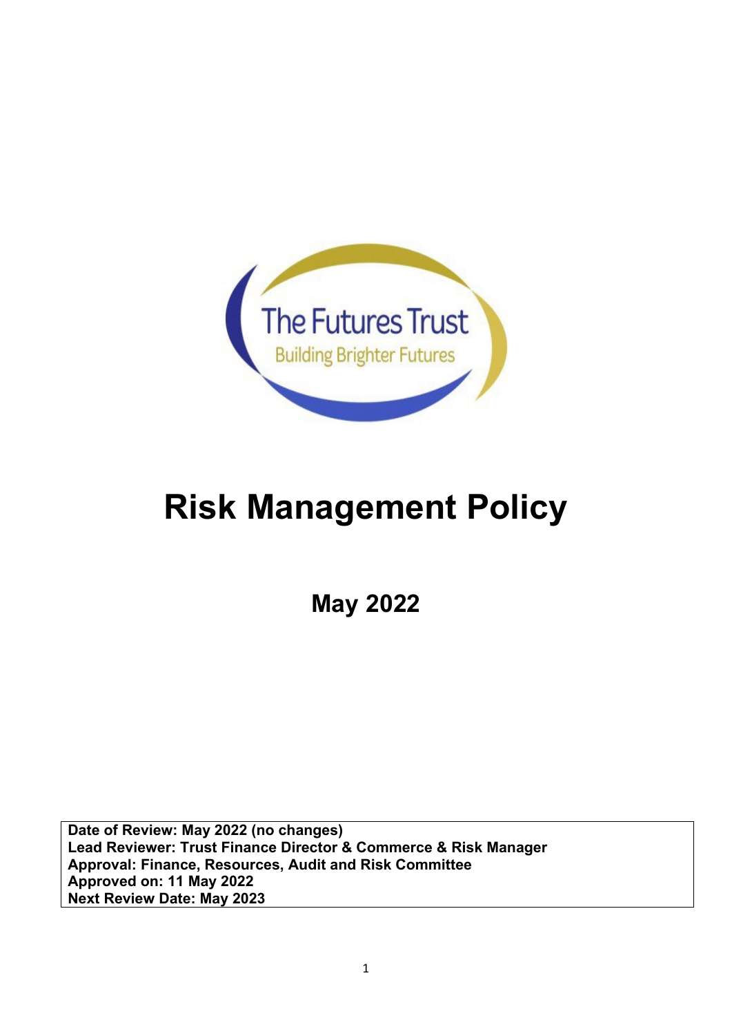The Futures Trust

Building Brighter Futures

# Risk Management Policy

## May 2022

**Date of Review: May 2022 (no changes)**
**Lead Reviewer: Trust Finance Director & Commerce & Risk Manager**
**Approval: Finance, Resources, Audit and Risk Committee**
**Approved on: 11 May 2022**
**Next Review Date: May 2023**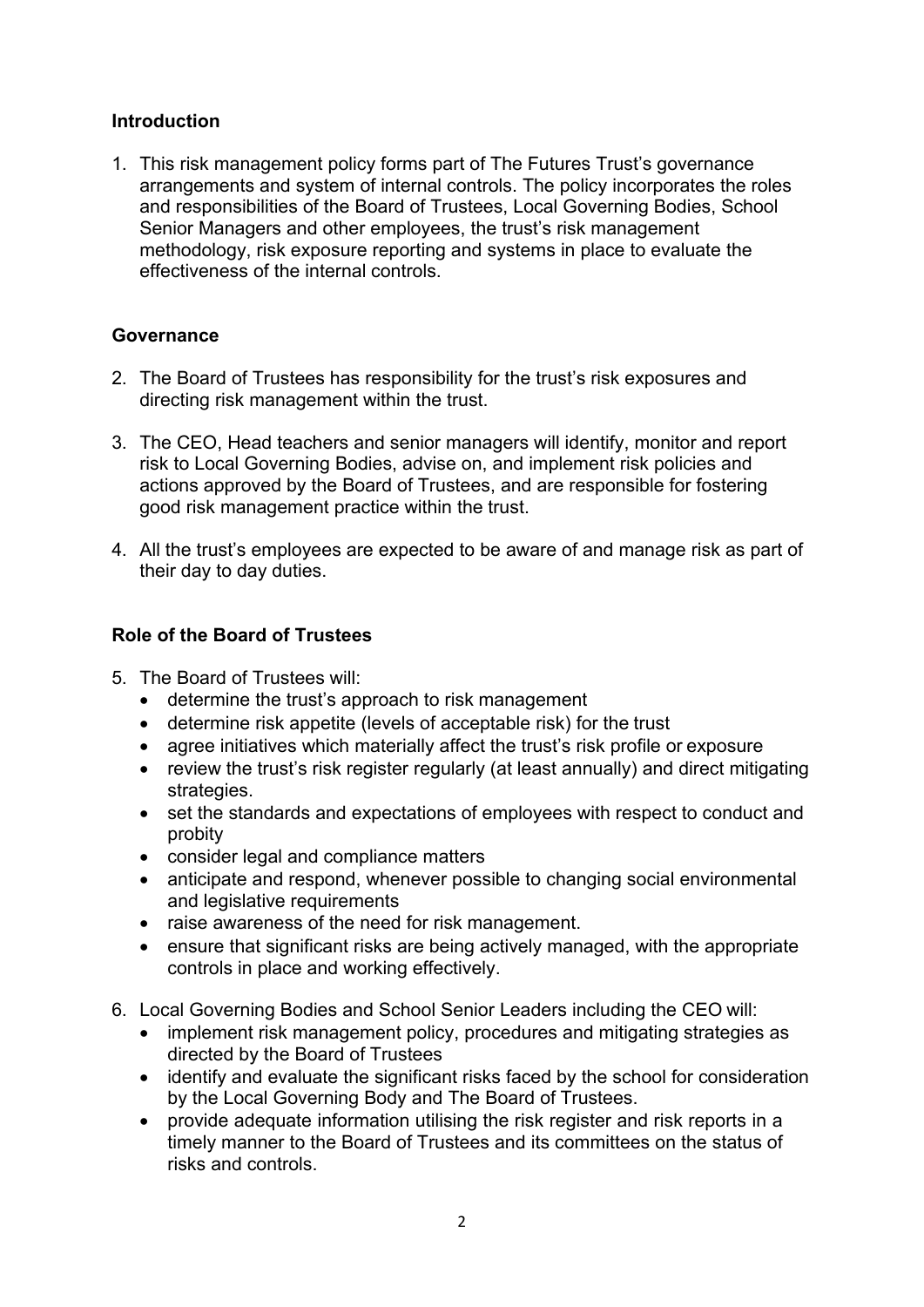## Introduction

1. This risk management policy forms part of The Futures Trust's governance arrangements and system of internal controls. The policy incorporates the roles and responsibilities of the Board of Trustees, Local Governing Bodies, School Senior Managers and other employees, the trust's risk management methodology, risk exposure reporting and systems in place to evaluate the effectiveness of the internal controls.

## Governance

2. The Board of Trustees has responsibility for the trust's risk exposures and directing risk management within the trust.

3. The CEO, Head teachers and senior managers will identify, monitor and report risk to Local Governing Bodies, advise on, and implement risk policies and actions approved by the Board of Trustees, and are responsible for fostering good risk management practice within the trust.

4. All the trust's employees are expected to be aware of and manage risk as part of their day to day duties.

## Role of the Board of Trustees

5. The Board of Trustees will:
   - determine the trust's approach to risk management
   - determine risk appetite (levels of acceptable risk) for the trust
   - agree initiatives which materially affect the trust's risk profile or exposure
   - review the trust's risk register regularly (at least annually) and direct mitigating strategies.
   - set the standards and expectations of employees with respect to conduct and probity
   - consider legal and compliance matters
   - anticipate and respond, whenever possible to changing social environmental and legislative requirements
   - raise awareness of the need for risk management.
   - ensure that significant risks are being actively managed, with the appropriate controls in place and working effectively.

6. Local Governing Bodies and School Senior Leaders including the CEO will:
   - implement risk management policy, procedures and mitigating strategies as directed by the Board of Trustees
   - identify and evaluate the significant risks faced by the school for consideration by the Local Governing Body and The Board of Trustees.
   - provide adequate information utilising the risk register and risk reports in a timely manner to the Board of Trustees and its committees on the status of risks and controls.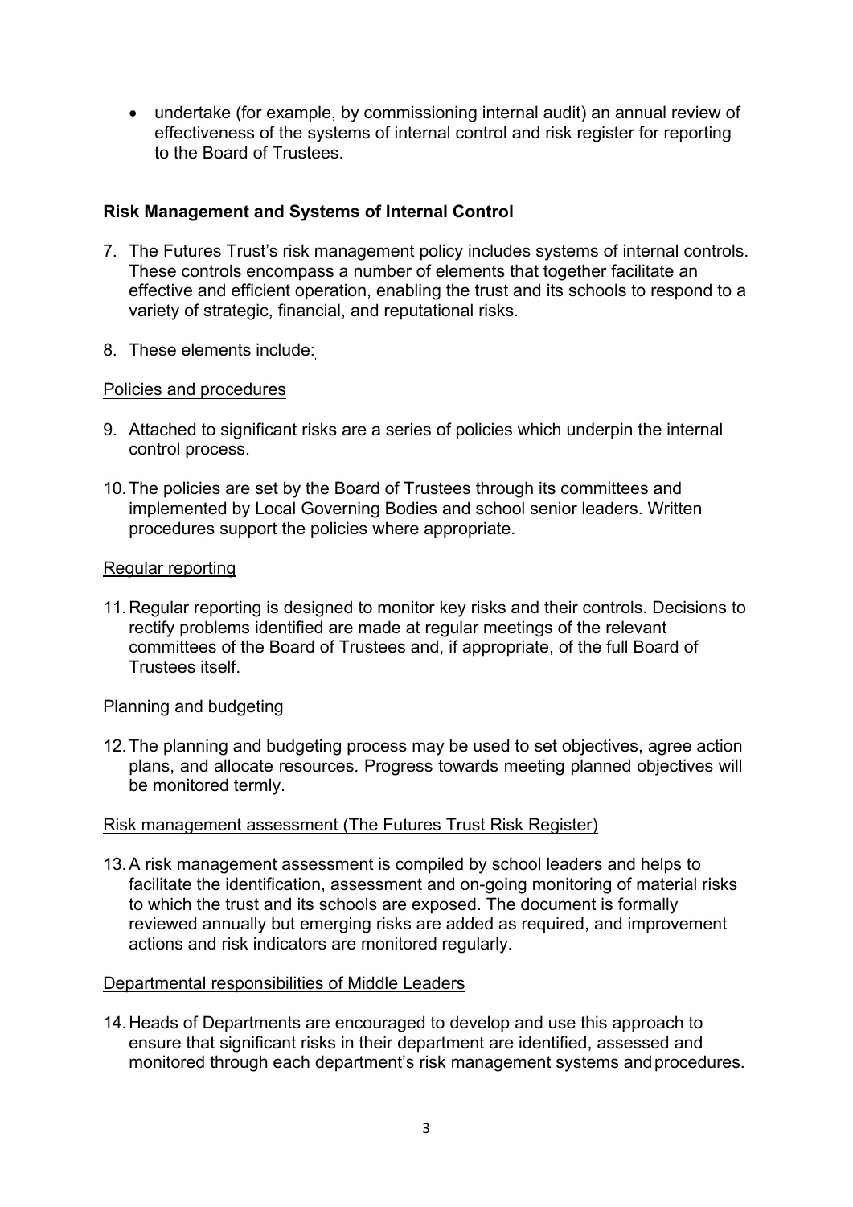- undertake (for example, by commissioning internal audit) an annual review of effectiveness of the systems of internal control and risk register for reporting to the Board of Trustees.

**Risk Management and Systems of Internal Control**

7. The Futures Trust's risk management policy includes systems of internal controls. These controls encompass a number of elements that together facilitate an effective and efficient operation, enabling the trust and its schools to respond to a variety of strategic, financial, and reputational risks.

8. These elements include:

Policies and procedures

9. Attached to significant risks are a series of policies which underpin the internal control process.

10. The policies are set by the Board of Trustees through its committees and implemented by Local Governing Bodies and school senior leaders. Written procedures support the policies where appropriate.

Regular reporting

11. Regular reporting is designed to monitor key risks and their controls. Decisions to rectify problems identified are made at regular meetings of the relevant committees of the Board of Trustees and, if appropriate, of the full Board of Trustees itself.

Planning and budgeting

12. The planning and budgeting process may be used to set objectives, agree action plans, and allocate resources. Progress towards meeting planned objectives will be monitored termly.

Risk management assessment (The Futures Trust Risk Register)

13. A risk management assessment is compiled by school leaders and helps to facilitate the identification, assessment and on-going monitoring of material risks to which the trust and its schools are exposed. The document is formally reviewed annually but emerging risks are added as required, and improvement actions and risk indicators are monitored regularly.

Departmental responsibilities of Middle Leaders

14. Heads of Departments are encouraged to develop and use this approach to ensure that significant risks in their department are identified, assessed and monitored through each department's risk management systems and procedures.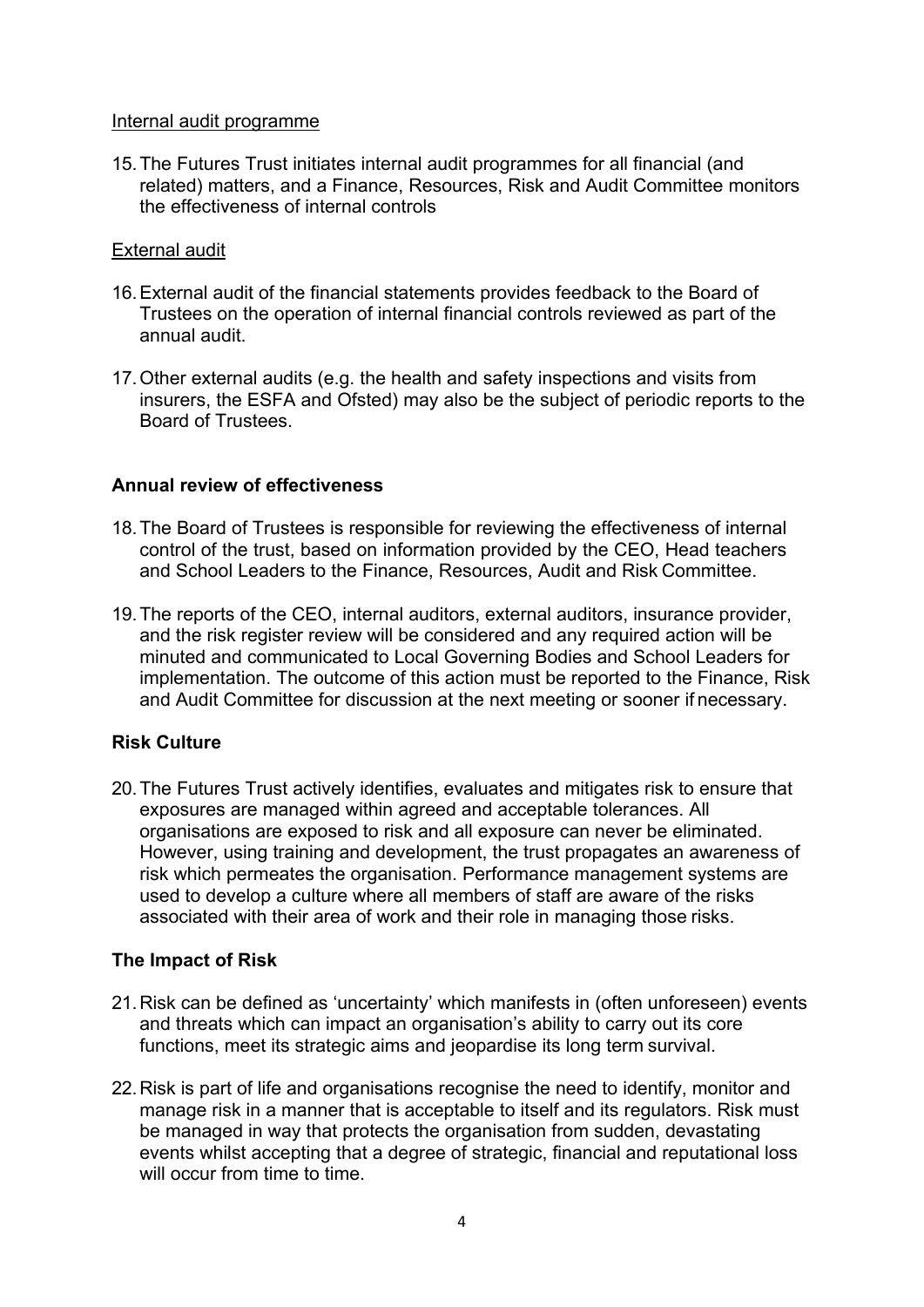Internal audit programme

15. The Futures Trust initiates internal audit programmes for all financial (and related) matters, and a Finance, Resources, Risk and Audit Committee monitors the effectiveness of internal controls

External audit

16. External audit of the financial statements provides feedback to the Board of Trustees on the operation of internal financial controls reviewed as part of the annual audit.

17. Other external audits (e.g. the health and safety inspections and visits from insurers, the ESFA and Ofsted) may also be the subject of periodic reports to the Board of Trustees.

**Annual review of effectiveness**

18. The Board of Trustees is responsible for reviewing the effectiveness of internal control of the trust, based on information provided by the CEO, Head teachers and School Leaders to the Finance, Resources, Audit and Risk Committee.

19. The reports of the CEO, internal auditors, external auditors, insurance provider, and the risk register review will be considered and any required action will be minuted and communicated to Local Governing Bodies and School Leaders for implementation. The outcome of this action must be reported to the Finance, Risk and Audit Committee for discussion at the next meeting or sooner if necessary.

**Risk Culture**

20. The Futures Trust actively identifies, evaluates and mitigates risk to ensure that exposures are managed within agreed and acceptable tolerances. All organisations are exposed to risk and all exposure can never be eliminated. However, using training and development, the trust propagates an awareness of risk which permeates the organisation. Performance management systems are used to develop a culture where all members of staff are aware of the risks associated with their area of work and their role in managing those risks.

**The Impact of Risk**

21. Risk can be defined as 'uncertainty' which manifests in (often unforeseen) events and threats which can impact an organisation's ability to carry out its core functions, meet its strategic aims and jeopardise its long term survival.

22. Risk is part of life and organisations recognise the need to identify, monitor and manage risk in a manner that is acceptable to itself and its regulators. Risk must be managed in way that protects the organisation from sudden, devastating events whilst accepting that a degree of strategic, financial and reputational loss will occur from time to time.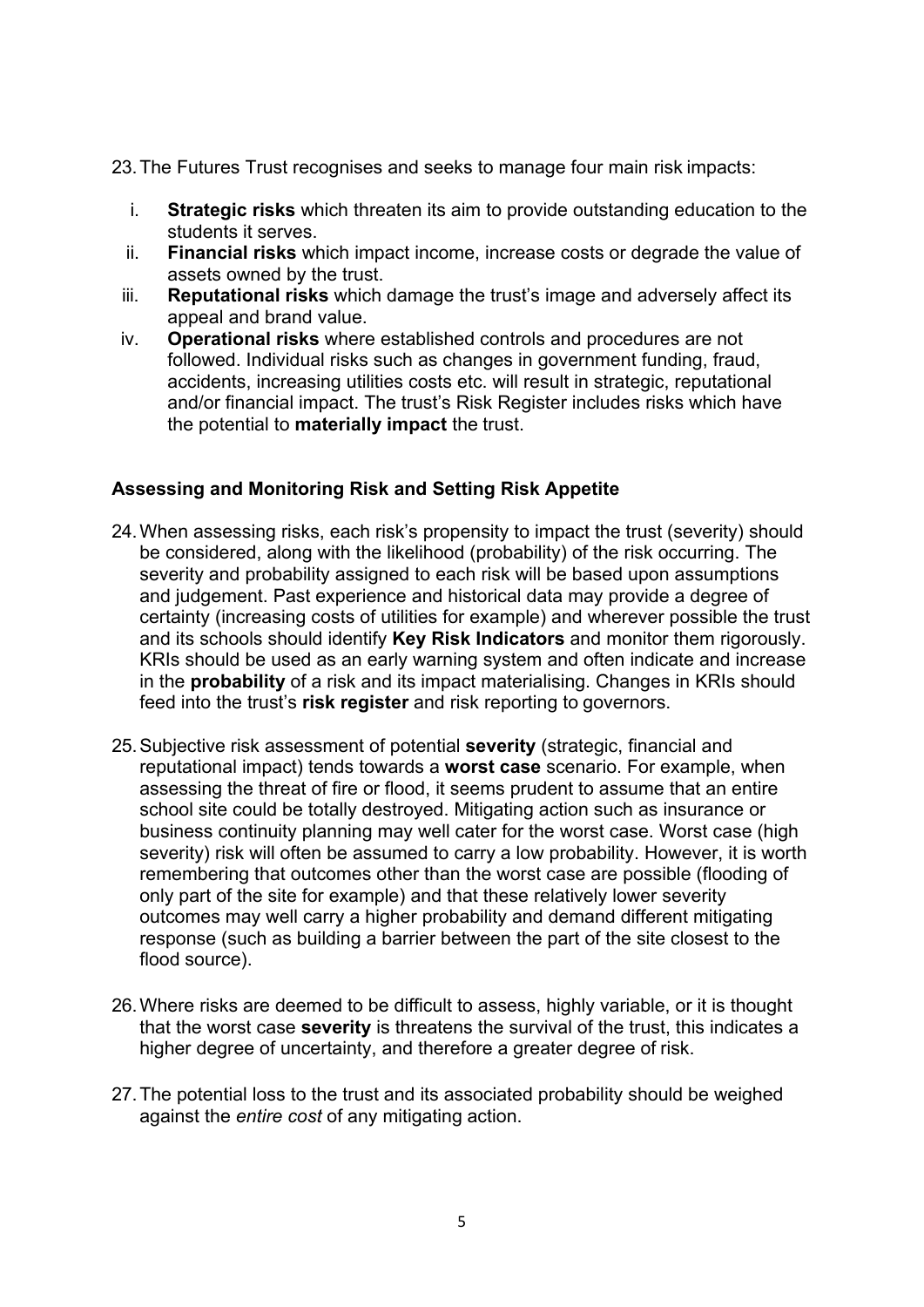23. The Futures Trust recognises and seeks to manage four main risk impacts:

    i. **Strategic risks** which threaten its aim to provide outstanding education to the students it serves.
    ii. **Financial risks** which impact income, increase costs or degrade the value of assets owned by the trust.
    iii. **Reputational risks** which damage the trust's image and adversely affect its appeal and brand value.
    iv. **Operational risks** where established controls and procedures are not followed. Individual risks such as changes in government funding, fraud, accidents, increasing utilities costs etc. will result in strategic, reputational and/or financial impact. The trust's Risk Register includes risks which have the potential to **materially impact** the trust.

### Assessing and Monitoring Risk and Setting Risk Appetite

24. When assessing risks, each risk's propensity to impact the trust (severity) should be considered, along with the likelihood (probability) of the risk occurring. The severity and probability assigned to each risk will be based upon assumptions and judgement. Past experience and historical data may provide a degree of certainty (increasing costs of utilities for example) and wherever possible the trust and its schools should identify **Key Risk Indicators** and monitor them rigorously. KRIs should be used as an early warning system and often indicate and increase in the **probability** of a risk and its impact materialising. Changes in KRIs should feed into the trust's **risk register** and risk reporting to governors.

25. Subjective risk assessment of potential **severity** (strategic, financial and reputational impact) tends towards a **worst case** scenario. For example, when assessing the threat of fire or flood, it seems prudent to assume that an entire school site could be totally destroyed. Mitigating action such as insurance or business continuity planning may well cater for the worst case. Worst case (high severity) risk will often be assumed to carry a low probability. However, it is worth remembering that outcomes other than the worst case are possible (flooding of only part of the site for example) and that these relatively lower severity outcomes may well carry a higher probability and demand different mitigating response (such as building a barrier between the part of the site closest to the flood source).

26. Where risks are deemed to be difficult to assess, highly variable, or it is thought that the worst case **severity** is threatens the survival of the trust, this indicates a higher degree of uncertainty, and therefore a greater degree of risk.

27. The potential loss to the trust and its associated probability should be weighed against the *entire cost* of any mitigating action.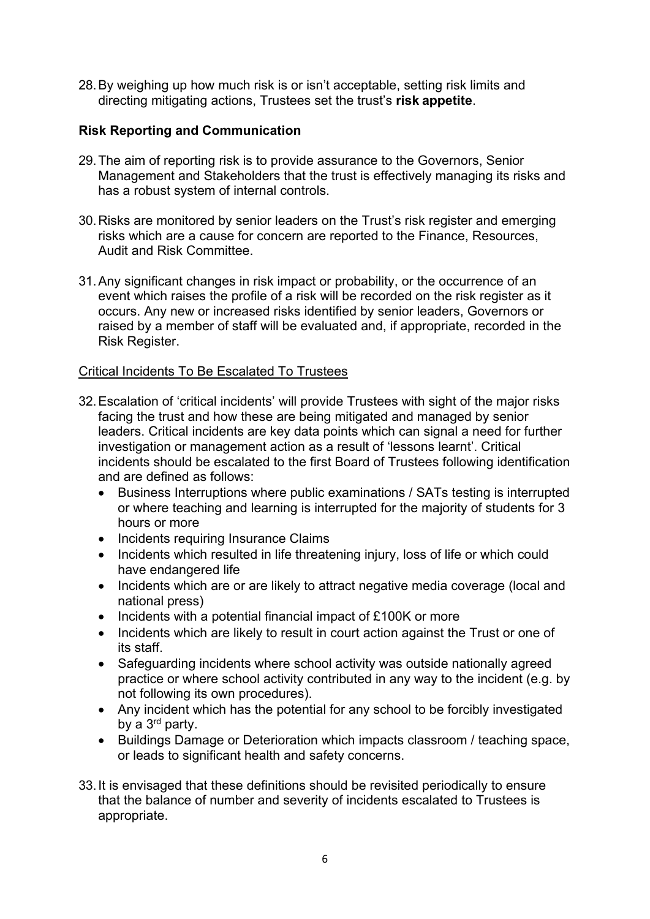28. By weighing up how much risk is or isn't acceptable, setting risk limits and directing mitigating actions, Trustees set the trust's **risk appetite**.

**Risk Reporting and Communication**

29. The aim of reporting risk is to provide assurance to the Governors, Senior Management and Stakeholders that the trust is effectively managing its risks and has a robust system of internal controls.

30. Risks are monitored by senior leaders on the Trust's risk register and emerging risks which are a cause for concern are reported to the Finance, Resources, Audit and Risk Committee.

31. Any significant changes in risk impact or probability, or the occurrence of an event which raises the profile of a risk will be recorded on the risk register as it occurs. Any new or increased risks identified by senior leaders, Governors or raised by a member of staff will be evaluated and, if appropriate, recorded in the Risk Register.

<u>Critical Incidents To Be Escalated To Trustees</u>

32. Escalation of 'critical incidents' will provide Trustees with sight of the major risks facing the trust and how these are being mitigated and managed by senior leaders. Critical incidents are key data points which can signal a need for further investigation or management action as a result of 'lessons learnt'. Critical incidents should be escalated to the first Board of Trustees following identification and are defined as follows:
    - Business Interruptions where public examinations / SATs testing is interrupted or where teaching and learning is interrupted for the majority of students for 3 hours or more
    - Incidents requiring Insurance Claims
    - Incidents which resulted in life threatening injury, loss of life or which could have endangered life
    - Incidents which are or are likely to attract negative media coverage (local and national press)
    - Incidents with a potential financial impact of £100K or more
    - Incidents which are likely to result in court action against the Trust or one of its staff.
    - Safeguarding incidents where school activity was outside nationally agreed practice or where school activity contributed in any way to the incident (e.g. by not following its own procedures).
    - Any incident which has the potential for any school to be forcibly investigated by a 3rd party.
    - Buildings Damage or Deterioration which impacts classroom / teaching space, or leads to significant health and safety concerns.

33. It is envisaged that these definitions should be revisited periodically to ensure that the balance of number and severity of incidents escalated to Trustees is appropriate.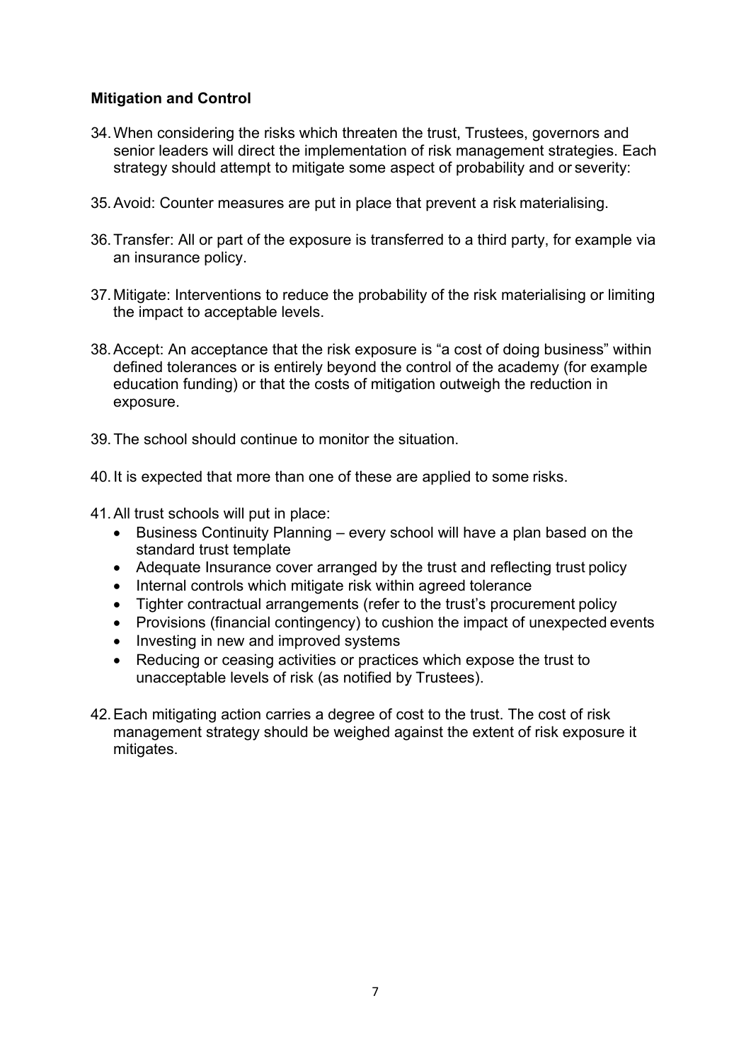**Mitigation and Control**

34. When considering the risks which threaten the trust, Trustees, governors and senior leaders will direct the implementation of risk management strategies. Each strategy should attempt to mitigate some aspect of probability and or severity:

35. Avoid: Counter measures are put in place that prevent a risk materialising.

36. Transfer: All or part of the exposure is transferred to a third party, for example via an insurance policy.

37. Mitigate: Interventions to reduce the probability of the risk materialising or limiting the impact to acceptable levels.

38. Accept: An acceptance that the risk exposure is "a cost of doing business" within defined tolerances or is entirely beyond the control of the academy (for example education funding) or that the costs of mitigation outweigh the reduction in exposure.

39. The school should continue to monitor the situation.

40. It is expected that more than one of these are applied to some risks.

41. All trust schools will put in place:
    - Business Continuity Planning – every school will have a plan based on the standard trust template
    - Adequate Insurance cover arranged by the trust and reflecting trust policy
    - Internal controls which mitigate risk within agreed tolerance
    - Tighter contractual arrangements (refer to the trust's procurement policy
    - Provisions (financial contingency) to cushion the impact of unexpected events
    - Investing in new and improved systems
    - Reducing or ceasing activities or practices which expose the trust to unacceptable levels of risk (as notified by Trustees).

42. Each mitigating action carries a degree of cost to the trust. The cost of risk management strategy should be weighed against the extent of risk exposure it mitigates.